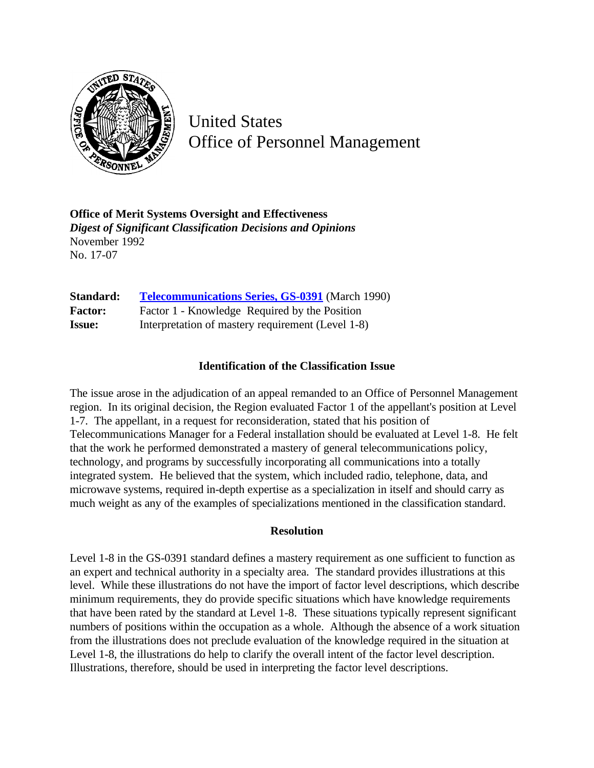United States
Office of Personnel Management

**Office of Merit Systems Oversight and Effectiveness**
***Digest of Significant Classification Decisions and Opinions***
November 1992
No. 17-07

| | |
|---|---|
| **Standard:** | **Telecommunications Series, GS-0391** (March 1990) |
| **Factor:** | Factor 1 - Knowledge Required by the Position |
| **Issue:** | Interpretation of mastery requirement (Level 1-8) |

## Identification of the Classification Issue

The issue arose in the adjudication of an appeal remanded to an Office of Personnel Management region. In its original decision, the Region evaluated Factor 1 of the appellant's position at Level 1-7. The appellant, in a request for reconsideration, stated that his position of Telecommunications Manager for a Federal installation should be evaluated at Level 1-8. He felt that the work he performed demonstrated a mastery of general telecommunications policy, technology, and programs by successfully incorporating all communications into a totally integrated system. He believed that the system, which included radio, telephone, data, and microwave systems, required in-depth expertise as a specialization in itself and should carry as much weight as any of the examples of specializations mentioned in the classification standard.

## Resolution

Level 1-8 in the GS-0391 standard defines a mastery requirement as one sufficient to function as an expert and technical authority in a specialty area. The standard provides illustrations at this level. While these illustrations do not have the import of factor level descriptions, which describe minimum requirements, they do provide specific situations which have knowledge requirements that have been rated by the standard at Level 1-8. These situations typically represent significant numbers of positions within the occupation as a whole. Although the absence of a work situation from the illustrations does not preclude evaluation of the knowledge required in the situation at Level 1-8, the illustrations do help to clarify the overall intent of the factor level description. Illustrations, therefore, should be used in interpreting the factor level descriptions.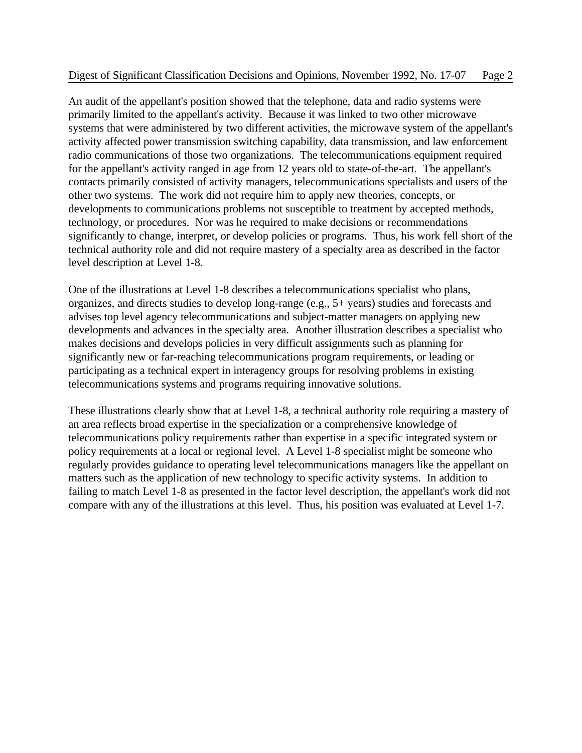An audit of the appellant's position showed that the telephone, data and radio systems were primarily limited to the appellant's activity. Because it was linked to two other microwave systems that were administered by two different activities, the microwave system of the appellant's activity affected power transmission switching capability, data transmission, and law enforcement radio communications of those two organizations. The telecommunications equipment required for the appellant's activity ranged in age from 12 years old to state-of-the-art. The appellant's contacts primarily consisted of activity managers, telecommunications specialists and users of the other two systems. The work did not require him to apply new theories, concepts, or developments to communications problems not susceptible to treatment by accepted methods, technology, or procedures. Nor was he required to make decisions or recommendations significantly to change, interpret, or develop policies or programs. Thus, his work fell short of the technical authority role and did not require mastery of a specialty area as described in the factor level description at Level 1-8.

One of the illustrations at Level 1-8 describes a telecommunications specialist who plans, organizes, and directs studies to develop long-range (e.g., 5+ years) studies and forecasts and advises top level agency telecommunications and subject-matter managers on applying new developments and advances in the specialty area. Another illustration describes a specialist who makes decisions and develops policies in very difficult assignments such as planning for significantly new or far-reaching telecommunications program requirements, or leading or participating as a technical expert in interagency groups for resolving problems in existing telecommunications systems and programs requiring innovative solutions.

These illustrations clearly show that at Level 1-8, a technical authority role requiring a mastery of an area reflects broad expertise in the specialization or a comprehensive knowledge of telecommunications policy requirements rather than expertise in a specific integrated system or policy requirements at a local or regional level. A Level 1-8 specialist might be someone who regularly provides guidance to operating level telecommunications managers like the appellant on matters such as the application of new technology to specific activity systems. In addition to failing to match Level 1-8 as presented in the factor level description, the appellant's work did not compare with any of the illustrations at this level. Thus, his position was evaluated at Level 1-7.